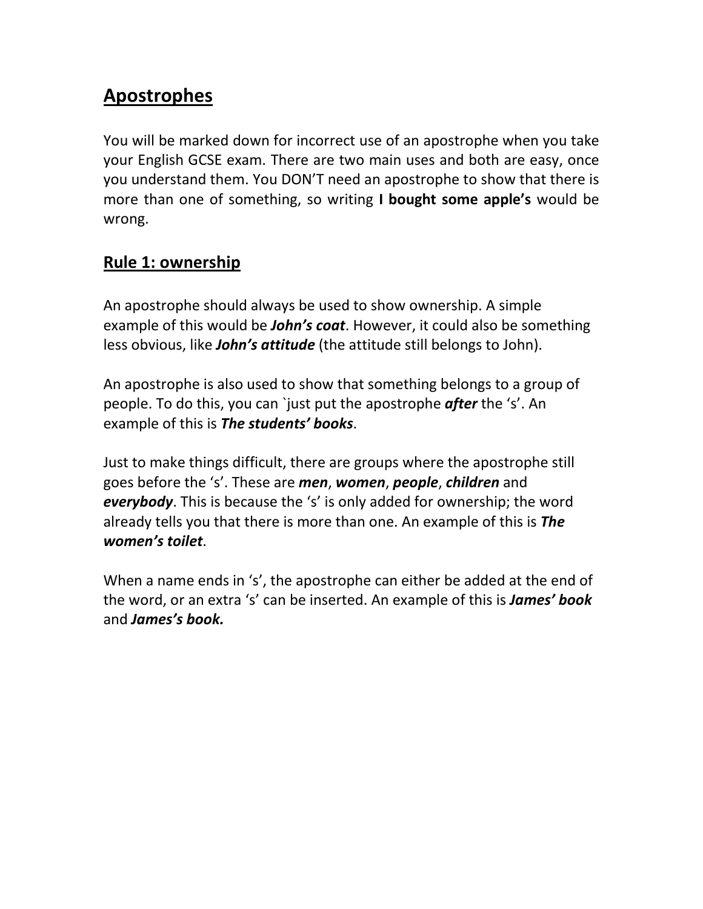## Apostrophes

You will be marked down for incorrect use of an apostrophe when you take your English GCSE exam. There are two main uses and both are easy, once you understand them. You DON'T need an apostrophe to show that there is more than one of something, so writing **I bought some apple's** would be wrong.

## Rule 1: ownership

An apostrophe should always be used to show ownership. A simple example of this would be ***John's coat***. However, it could also be something less obvious, like ***John's attitude*** (the attitude still belongs to John).

An apostrophe is also used to show that something belongs to a group of people. To do this, you can `just put the apostrophe ***after*** the 's'. An example of this is ***The students' books***.

Just to make things difficult, there are groups where the apostrophe still goes before the 's'. These are ***men***, ***women***, ***people***, ***children*** and ***everybody***. This is because the 's' is only added for ownership; the word already tells you that there is more than one. An example of this is ***The women's toilet***.

When a name ends in 's', the apostrophe can either be added at the end of the word, or an extra 's' can be inserted. An example of this is ***James' book*** and ***James's book.***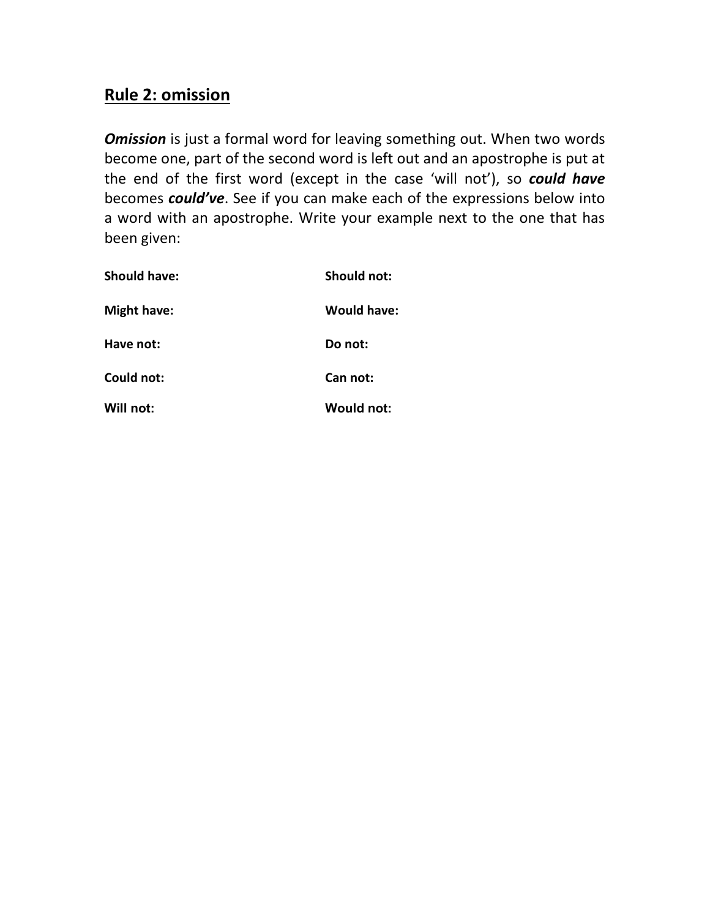## Rule 2: omission

***Omission*** is just a formal word for leaving something out. When two words become one, part of the second word is left out and an apostrophe is put at the end of the first word (except in the case 'will not'), so ***could have*** becomes ***could've***. See if you can make each of the expressions below into a word with an apostrophe. Write your example next to the one that has been given:

| | |
|---|---|
| **Should have:** | **Should not:** |
| **Might have:** | **Would have:** |
| **Have not:** | **Do not:** |
| **Could not:** | **Can not:** |
| **Will not:** | **Would not:** |